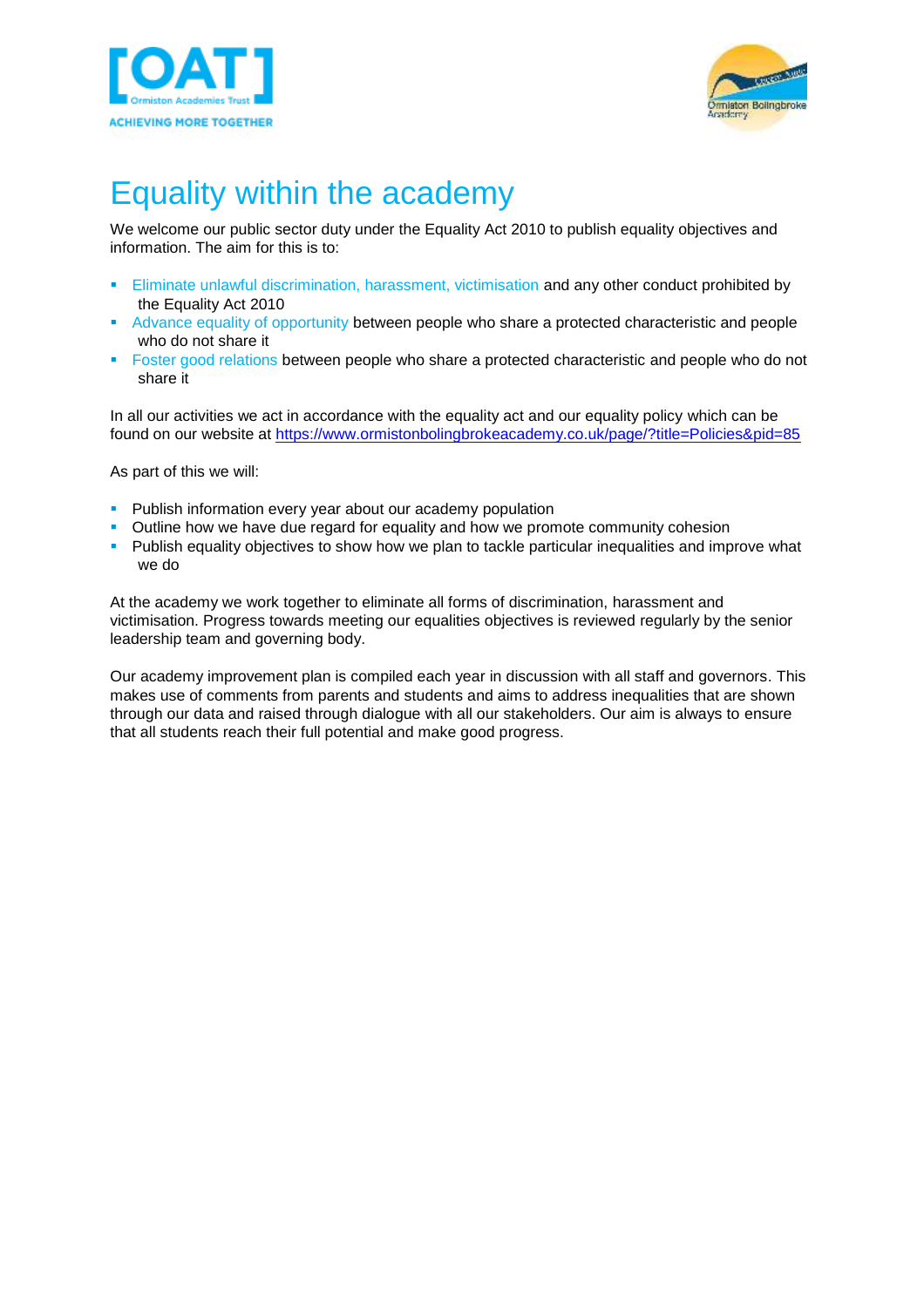# Equality within the academy

We welcome our public sector duty under the Equality Act 2010 to publish equality objectives and information. The aim for this is to:

- Eliminate unlawful discrimination, harassment, victimisation and any other conduct prohibited by the Equality Act 2010
- Advance equality of opportunity between people who share a protected characteristic and people who do not share it
- Foster good relations between people who share a protected characteristic and people who do not share it

In all our activities we act in accordance with the equality act and our equality policy which can be found on our website at https://www.ormistonbolingbrokeacademy.co.uk/page/?title=Policies&pid=85

As part of this we will:

- Publish information every year about our academy population
- Outline how we have due regard for equality and how we promote community cohesion
- Publish equality objectives to show how we plan to tackle particular inequalities and improve what we do

At the academy we work together to eliminate all forms of discrimination, harassment and victimisation. Progress towards meeting our equalities objectives is reviewed regularly by the senior leadership team and governing body.

Our academy improvement plan is compiled each year in discussion with all staff and governors. This makes use of comments from parents and students and aims to address inequalities that are shown through our data and raised through dialogue with all our stakeholders. Our aim is always to ensure that all students reach their full potential and make good progress.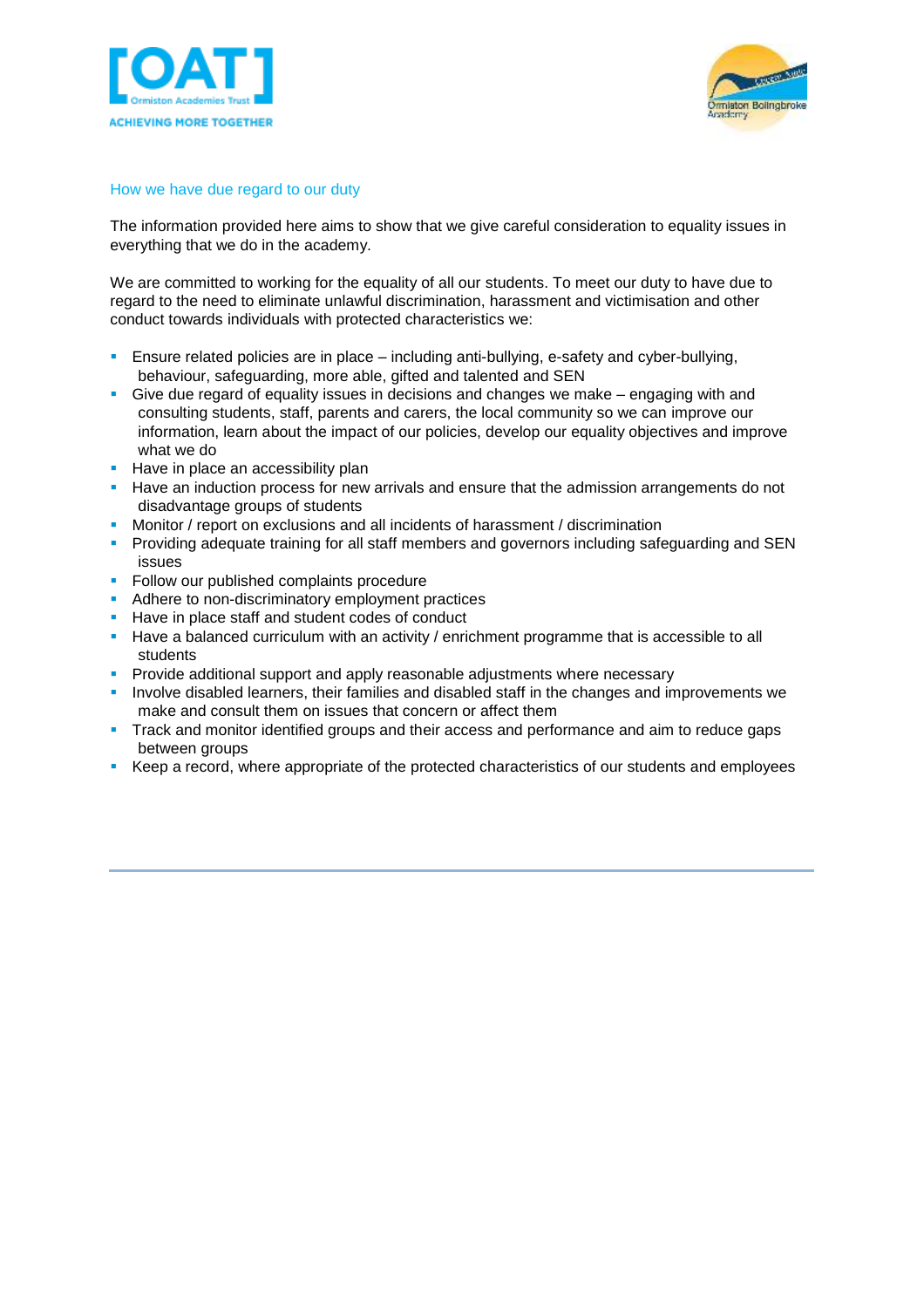## How we have due regard to our duty

The information provided here aims to show that we give careful consideration to equality issues in everything that we do in the academy.

We are committed to working for the equality of all our students. To meet our duty to have due to regard to the need to eliminate unlawful discrimination, harassment and victimisation and other conduct towards individuals with protected characteristics we:

- Ensure related policies are in place – including anti-bullying, e-safety and cyber-bullying, behaviour, safeguarding, more able, gifted and talented and SEN
- Give due regard of equality issues in decisions and changes we make – engaging with and consulting students, staff, parents and carers, the local community so we can improve our information, learn about the impact of our policies, develop our equality objectives and improve what we do
- Have in place an accessibility plan
- Have an induction process for new arrivals and ensure that the admission arrangements do not disadvantage groups of students
- Monitor / report on exclusions and all incidents of harassment / discrimination
- Providing adequate training for all staff members and governors including safeguarding and SEN issues
- Follow our published complaints procedure
- Adhere to non-discriminatory employment practices
- Have in place staff and student codes of conduct
- Have a balanced curriculum with an activity / enrichment programme that is accessible to all students
- Provide additional support and apply reasonable adjustments where necessary
- Involve disabled learners, their families and disabled staff in the changes and improvements we make and consult them on issues that concern or affect them
- Track and monitor identified groups and their access and performance and aim to reduce gaps between groups
- Keep a record, where appropriate of the protected characteristics of our students and employees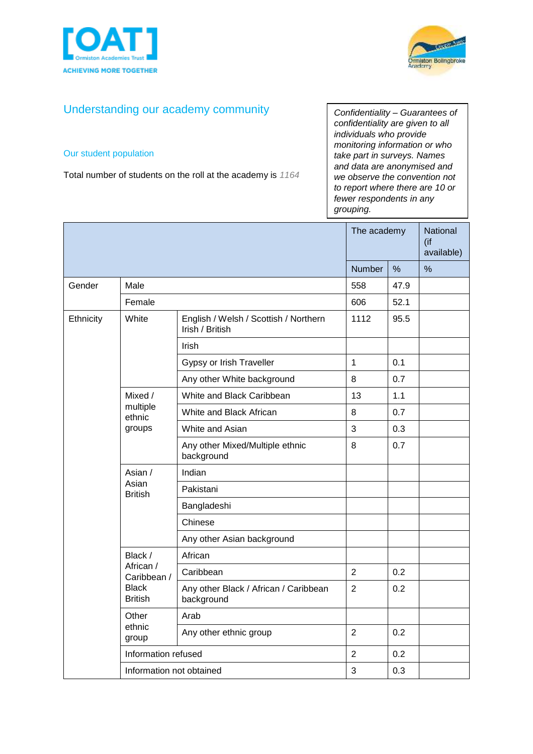## Understanding our academy community

*Confidentiality – Guarantees of confidentiality are given to all individuals who provide monitoring information or who take part in surveys. Names and data are anonymised and we observe the convention not to report where there are 10 or fewer respondents in any grouping.*

### Our student population

Total number of students on the roll at the academy is *1164*

| | | | The academy | | National (if available) |
|---|---|---|---|---|---|
| | | | Number | % | % |
| Gender | Male | | 558 | 47.9 | |
| | Female | | 606 | 52.1 | |
| Ethnicity | White | English / Welsh / Scottish / Northern Irish / British | 1112 | 95.5 | |
| | | Irish | | | |
| | | Gypsy or Irish Traveller | 1 | 0.1 | |
| | | Any other White background | 8 | 0.7 | |
| | Mixed / multiple ethnic groups | White and Black Caribbean | 13 | 1.1 | |
| | | White and Black African | 8 | 0.7 | |
| | | White and Asian | 3 | 0.3 | |
| | | Any other Mixed/Multiple ethnic background | 8 | 0.7 | |
| | Asian / Asian British | Indian | | | |
| | | Pakistani | | | |
| | | Bangladeshi | | | |
| | | Chinese | | | |
| | | Any other Asian background | | | |
| | Black / African / Caribbean / Black British | African | | | |
| | | Caribbean | 2 | 0.2 | |
| | | Any other Black / African / Caribbean background | 2 | 0.2 | |
| | Other ethnic group | Arab | | | |
| | | Any other ethnic group | 2 | 0.2 | |
| | Information refused | | 2 | 0.2 | |
| | Information not obtained | | 3 | 0.3 | |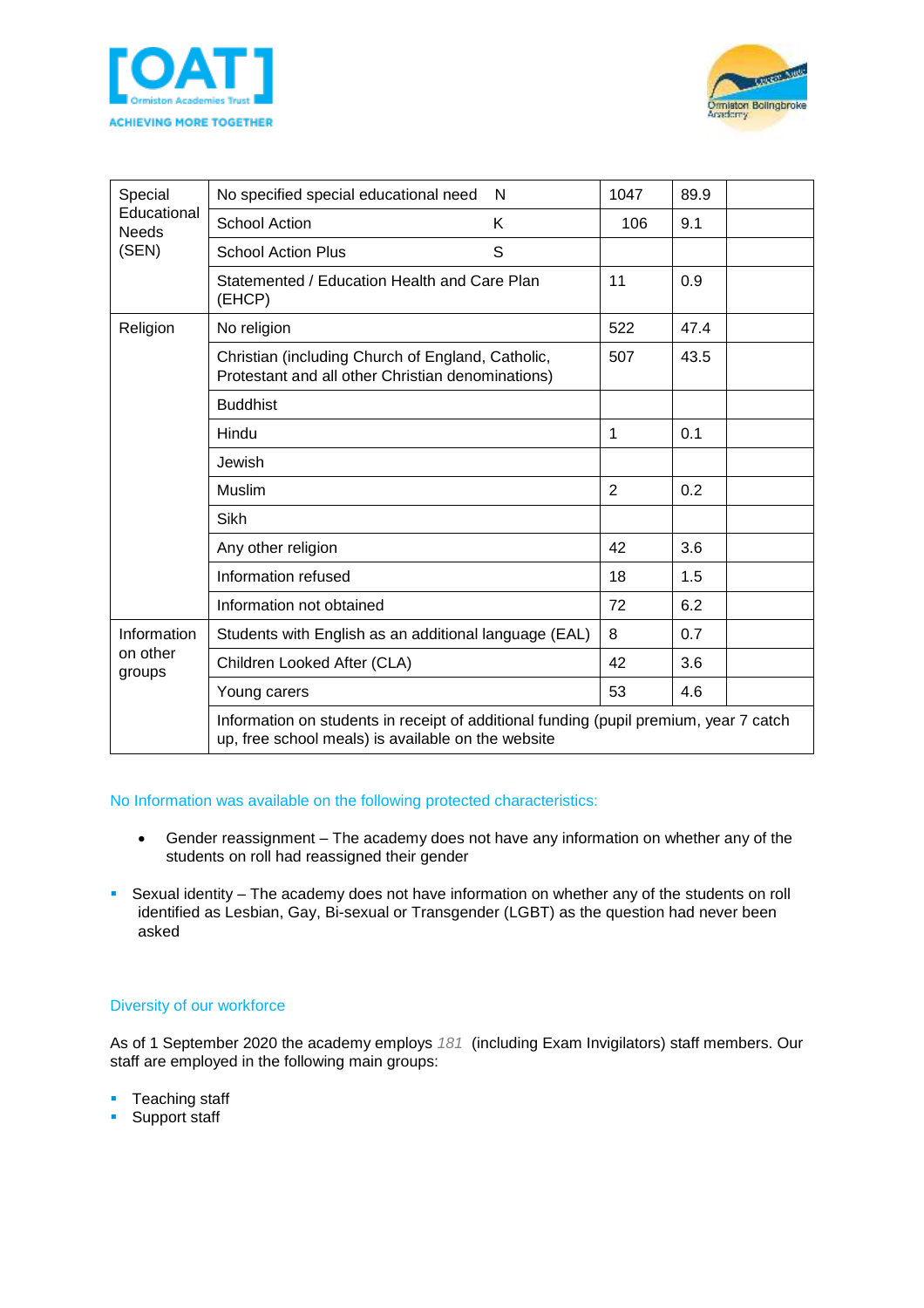| | | | | |
|---|---|---|---|---|
| Special Educational Needs (SEN) | No specified special educational need N | 1047 | 89.9 | |
| | School Action K | 106 | 9.1 | |
| | School Action Plus S | | | |
| | Statemented / Education Health and Care Plan (EHCP) | 11 | 0.9 | |
| Religion | No religion | 522 | 47.4 | |
| | Christian (including Church of England, Catholic, Protestant and all other Christian denominations) | 507 | 43.5 | |
| | Buddhist | | | |
| | Hindu | 1 | 0.1 | |
| | Jewish | | | |
| | Muslim | 2 | 0.2 | |
| | Sikh | | | |
| | Any other religion | 42 | 3.6 | |
| | Information refused | 18 | 1.5 | |
| | Information not obtained | 72 | 6.2 | |
| Information on other groups | Students with English as an additional language (EAL) | 8 | 0.7 | |
| | Children Looked After (CLA) | 42 | 3.6 | |
| | Young carers | 53 | 4.6 | |
| | Information on students in receipt of additional funding (pupil premium, year 7 catch up, free school meals) is available on the website | | | |

No Information was available on the following protected characteristics:

- Gender reassignment – The academy does not have any information on whether any of the students on roll had reassigned their gender
- Sexual identity – The academy does not have information on whether any of the students on roll identified as Lesbian, Gay, Bi-sexual or Transgender (LGBT) as the question had never been asked

## Diversity of our workforce

As of 1 September 2020 the academy employs *181* (including Exam Invigilators) staff members. Our staff are employed in the following main groups:

- Teaching staff
- Support staff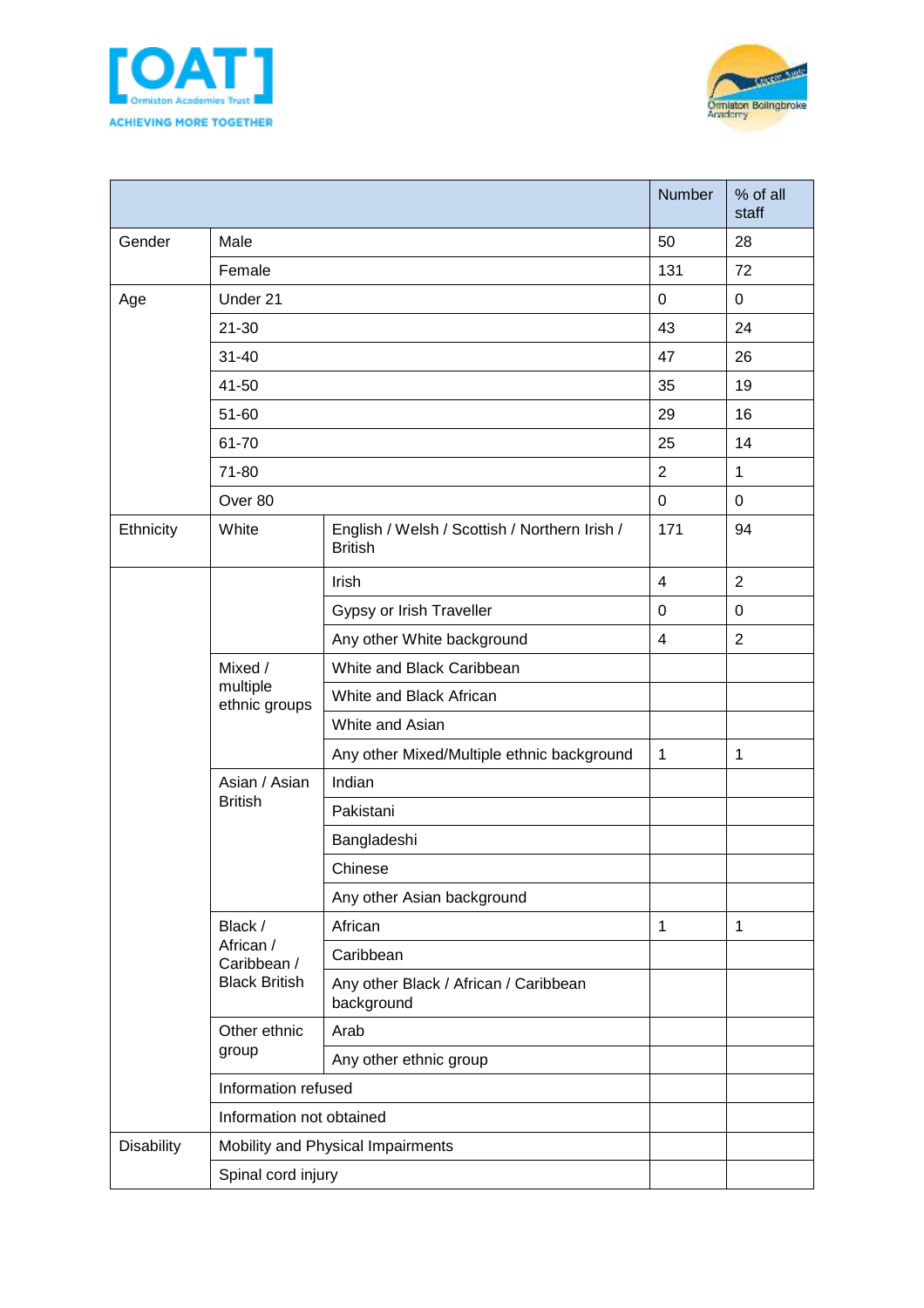| | | | Number | % of all staff |
|---|---|---|---|---|
| Gender | Male | | 50 | 28 |
| | Female | | 131 | 72 |
| Age | Under 21 | | 0 | 0 |
| | 21-30 | | 43 | 24 |
| | 31-40 | | 47 | 26 |
| | 41-50 | | 35 | 19 |
| | 51-60 | | 29 | 16 |
| | 61-70 | | 25 | 14 |
| | 71-80 | | 2 | 1 |
| | Over 80 | | 0 | 0 |
| Ethnicity | White | English / Welsh / Scottish / Northern Irish / British | 171 | 94 |
| | | Irish | 4 | 2 |
| | | Gypsy or Irish Traveller | 0 | 0 |
| | | Any other White background | 4 | 2 |
| | Mixed / multiple ethnic groups | White and Black Caribbean | | |
| | | White and Black African | | |
| | | White and Asian | | |
| | | Any other Mixed/Multiple ethnic background | 1 | 1 |
| | Asian / Asian British | Indian | | |
| | | Pakistani | | |
| | | Bangladeshi | | |
| | | Chinese | | |
| | | Any other Asian background | | |
| | Black / African / Caribbean / Black British | African | 1 | 1 |
| | | Caribbean | | |
| | | Any other Black / African / Caribbean background | | |
| | Other ethnic group | Arab | | |
| | | Any other ethnic group | | |
| | Information refused | | | |
| | Information not obtained | | | |
| Disability | Mobility and Physical Impairments | | | |
| | Spinal cord injury | | | |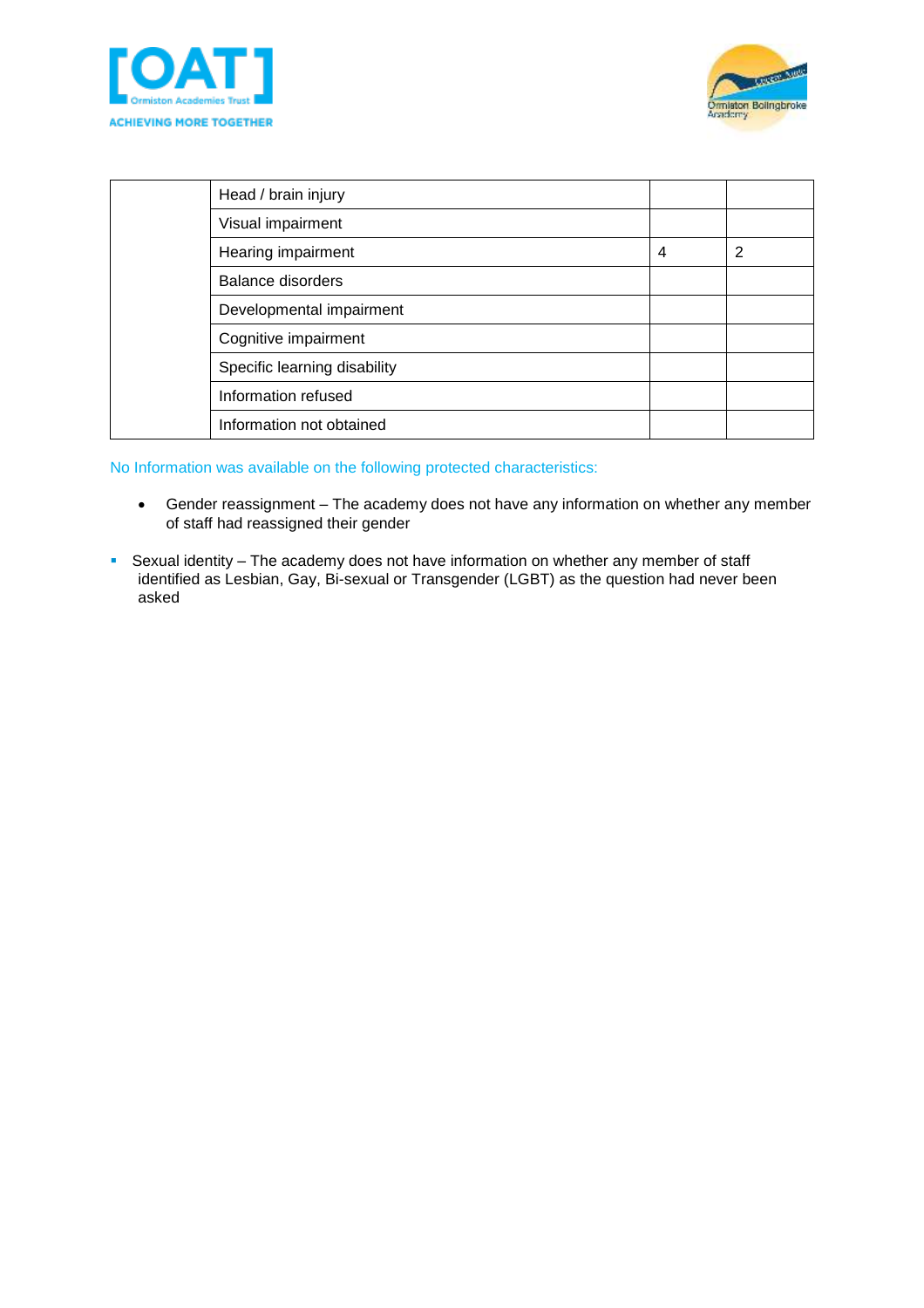| | | | |
|---|---|---|---|
| | Head / brain injury | | |
| | Visual impairment | | |
| | Hearing impairment | 4 | 2 |
| | Balance disorders | | |
| | Developmental impairment | | |
| | Cognitive impairment | | |
| | Specific learning disability | | |
| | Information refused | | |
| | Information not obtained | | |

No Information was available on the following protected characteristics:

- Gender reassignment – The academy does not have any information on whether any member of staff had reassigned their gender

- Sexual identity – The academy does not have information on whether any member of staff identified as Lesbian, Gay, Bi-sexual or Transgender (LGBT) as the question had never been asked